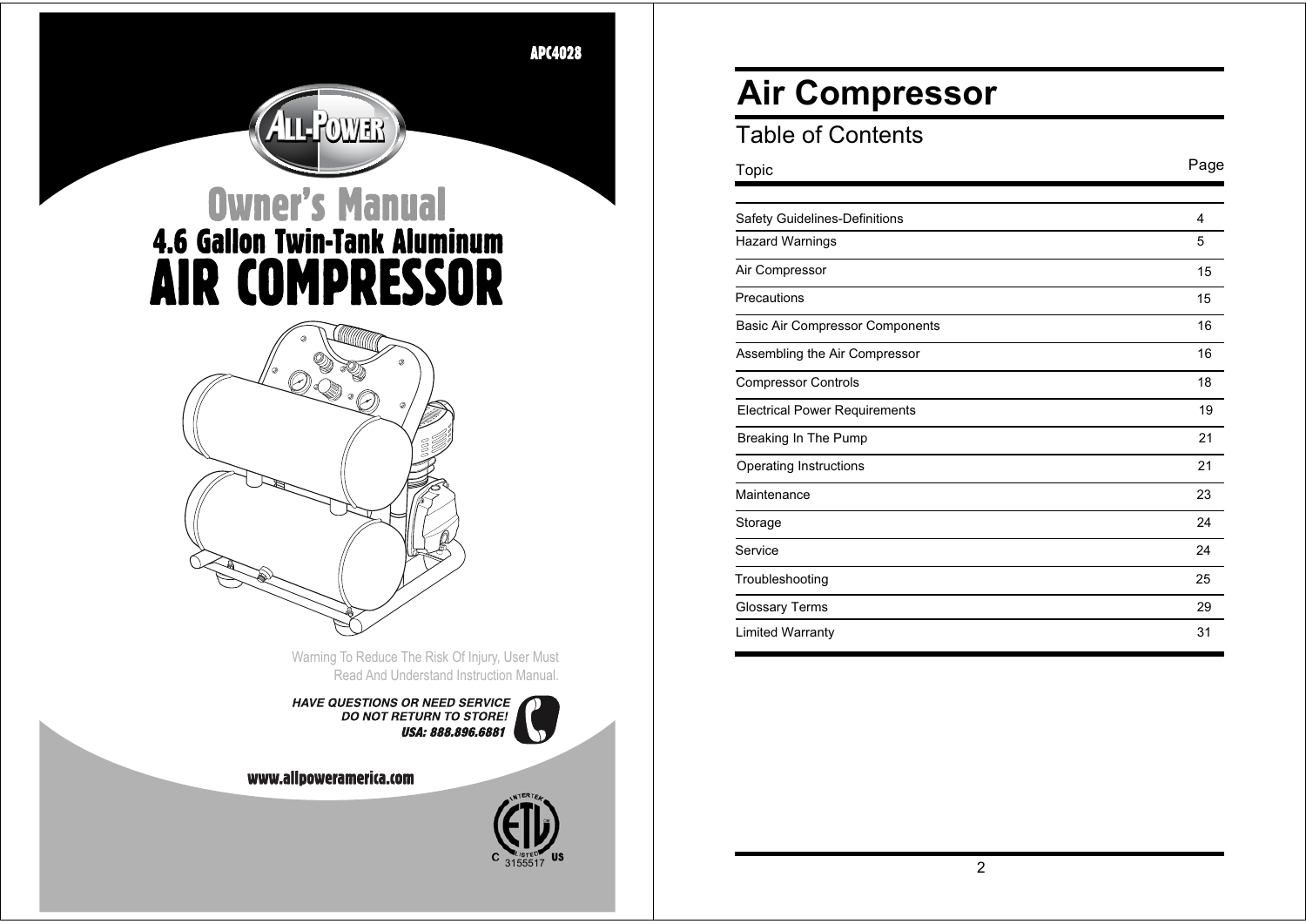APC4028

ALL-POWER

# Owner's Manual

## 4.6 Gallon Twin-Tank Aluminum AIR COMPRESSOR

Warning To Reduce The Risk Of Injury, User Must Read And Understand Instruction Manual.

***HAVE QUESTIONS OR NEED SERVICE DO NOT RETURN TO STORE! USA: 888.896.6881***

**www.allpoweramerica.com**

INTERTEK ETL LISTED C US 3155517

# Air Compressor

## Table of Contents

| Topic | Page |
|---|---|
| Safety Guidelines-Definitions | 4 |
| Hazard Warnings | 5 |
| Air Compressor | 15 |
| Precautions | 15 |
| Basic Air Compressor Components | 16 |
| Assembling the Air Compressor | 16 |
| Compressor Controls | 18 |
| Electrical Power Requirements | 19 |
| Breaking In The Pump | 21 |
| Operating Instructions | 21 |
| Maintenance | 23 |
| Storage | 24 |
| Service | 24 |
| Troubleshooting | 25 |
| Glossary Terms | 29 |
| Limited Warranty | 31 |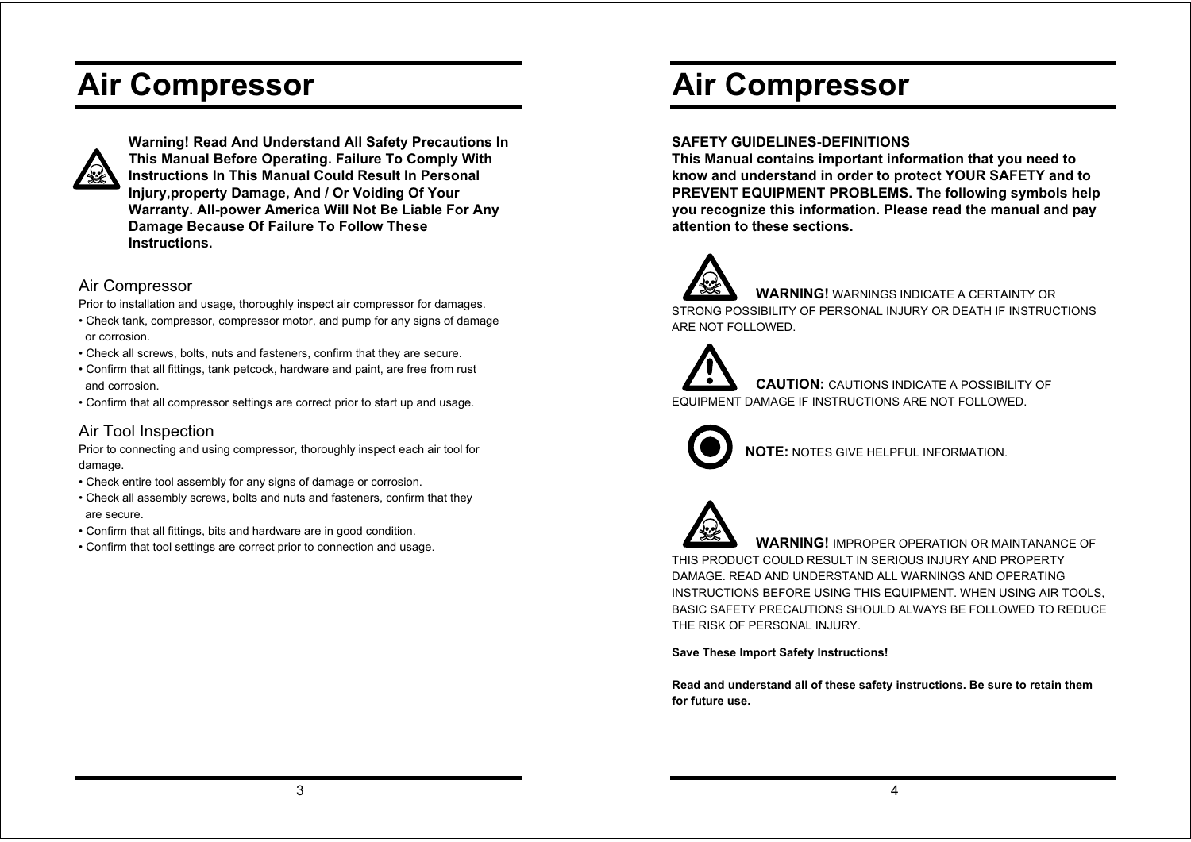# Air Compressor

**Warning! Read And Understand All Safety Precautions In This Manual Before Operating. Failure To Comply With Instructions In This Manual Could Result In Personal Injury,property Damage, And / Or Voiding Of Your Warranty. All-power America Will Not Be Liable For Any Damage Because Of Failure To Follow These Instructions.**

## Air Compressor

Prior to installation and usage, thoroughly inspect air compressor for damages.

- Check tank, compressor, compressor motor, and pump for any signs of damage or corrosion.
- Check all screws, bolts, nuts and fasteners, confirm that they are secure.
- Confirm that all fittings, tank petcock, hardware and paint, are free from rust and corrosion.
- Confirm that all compressor settings are correct prior to start up and usage.

## Air Tool Inspection

Prior to connecting and using compressor, thoroughly inspect each air tool for damage.

- Check entire tool assembly for any signs of damage or corrosion.
- Check all assembly screws, bolts and nuts and fasteners, confirm that they are secure.
- Confirm that all fittings, bits and hardware are in good condition.
- Confirm that tool settings are correct prior to connection and usage.

# Air Compressor

**SAFETY GUIDELINES-DEFINITIONS**

**This Manual contains important information that you need to know and understand in order to protect YOUR SAFETY and to PREVENT EQUIPMENT PROBLEMS. The following symbols help you recognize this information. Please read the manual and pay attention to these sections.**

**WARNING!** WARNINGS INDICATE A CERTAINTY OR STRONG POSSIBILITY OF PERSONAL INJURY OR DEATH IF INSTRUCTIONS ARE NOT FOLLOWED.

**CAUTION:** CAUTIONS INDICATE A POSSIBILITY OF EQUIPMENT DAMAGE IF INSTRUCTIONS ARE NOT FOLLOWED.

**NOTE:** NOTES GIVE HELPFUL INFORMATION.

**WARNING!** IMPROPER OPERATION OR MAINTANANCE OF THIS PRODUCT COULD RESULT IN SERIOUS INJURY AND PROPERTY DAMAGE. READ AND UNDERSTAND ALL WARNINGS AND OPERATING INSTRUCTIONS BEFORE USING THIS EQUIPMENT. WHEN USING AIR TOOLS, BASIC SAFETY PRECAUTIONS SHOULD ALWAYS BE FOLLOWED TO REDUCE THE RISK OF PERSONAL INJURY.

**Save These Import Safety Instructions!**

**Read and understand all of these safety instructions. Be sure to retain them for future use.**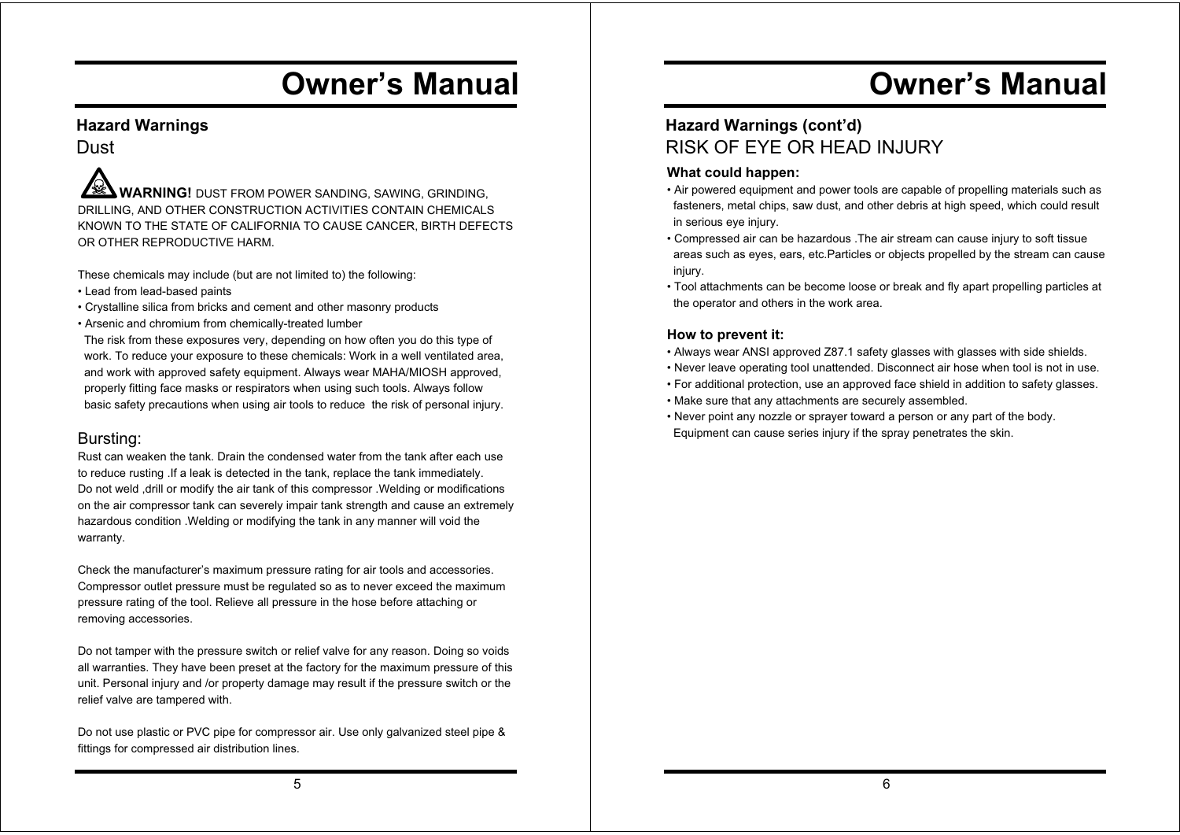# Owner's Manual

## Hazard Warnings

### Dust

**WARNING!** DUST FROM POWER SANDING, SAWING, GRINDING, DRILLING, AND OTHER CONSTRUCTION ACTIVITIES CONTAIN CHEMICALS KNOWN TO THE STATE OF CALIFORNIA TO CAUSE CANCER, BIRTH DEFECTS OR OTHER REPRODUCTIVE HARM.

These chemicals may include (but are not limited to) the following:

- Lead from lead-based paints
- Crystalline silica from bricks and cement and other masonry products
- Arsenic and chromium from chemically-treated lumber

The risk from these exposures very, depending on how often you do this type of work. To reduce your exposure to these chemicals: Work in a well ventilated area, and work with approved safety equipment. Always wear MAHA/MIOSH approved, properly fitting face masks or respirators when using such tools. Always follow basic safety precautions when using air tools to reduce the risk of personal injury.

### Bursting:

Rust can weaken the tank. Drain the condensed water from the tank after each use to reduce rusting .If a leak is detected in the tank, replace the tank immediately. Do not weld ,drill or modify the air tank of this compressor .Welding or modifications on the air compressor tank can severely impair tank strength and cause an extremely hazardous condition .Welding or modifying the tank in any manner will void the warranty.

Check the manufacturer's maximum pressure rating for air tools and accessories. Compressor outlet pressure must be regulated so as to never exceed the maximum pressure rating of the tool. Relieve all pressure in the hose before attaching or removing accessories.

Do not tamper with the pressure switch or relief valve for any reason. Doing so voids all warranties. They have been preset at the factory for the maximum pressure of this unit. Personal injury and /or property damage may result if the pressure switch or the relief valve are tampered with.

Do not use plastic or PVC pipe for compressor air. Use only galvanized steel pipe & fittings for compressed air distribution lines.

# Owner's Manual

## Hazard Warnings (cont'd)

### RISK OF EYE OR HEAD INJURY

**What could happen:**

- Air powered equipment and power tools are capable of propelling materials such as fasteners, metal chips, saw dust, and other debris at high speed, which could result in serious eye injury.
- Compressed air can be hazardous .The air stream can cause injury to soft tissue areas such as eyes, ears, etc.Particles or objects propelled by the stream can cause injury.
- Tool attachments can be become loose or break and fly apart propelling particles at the operator and others in the work area.

**How to prevent it:**

- Always wear ANSI approved Z87.1 safety glasses with glasses with side shields.
- Never leave operating tool unattended. Disconnect air hose when tool is not in use.
- For additional protection, use an approved face shield in addition to safety glasses.
- Make sure that any attachments are securely assembled.
- Never point any nozzle or sprayer toward a person or any part of the body. Equipment can cause series injury if the spray penetrates the skin.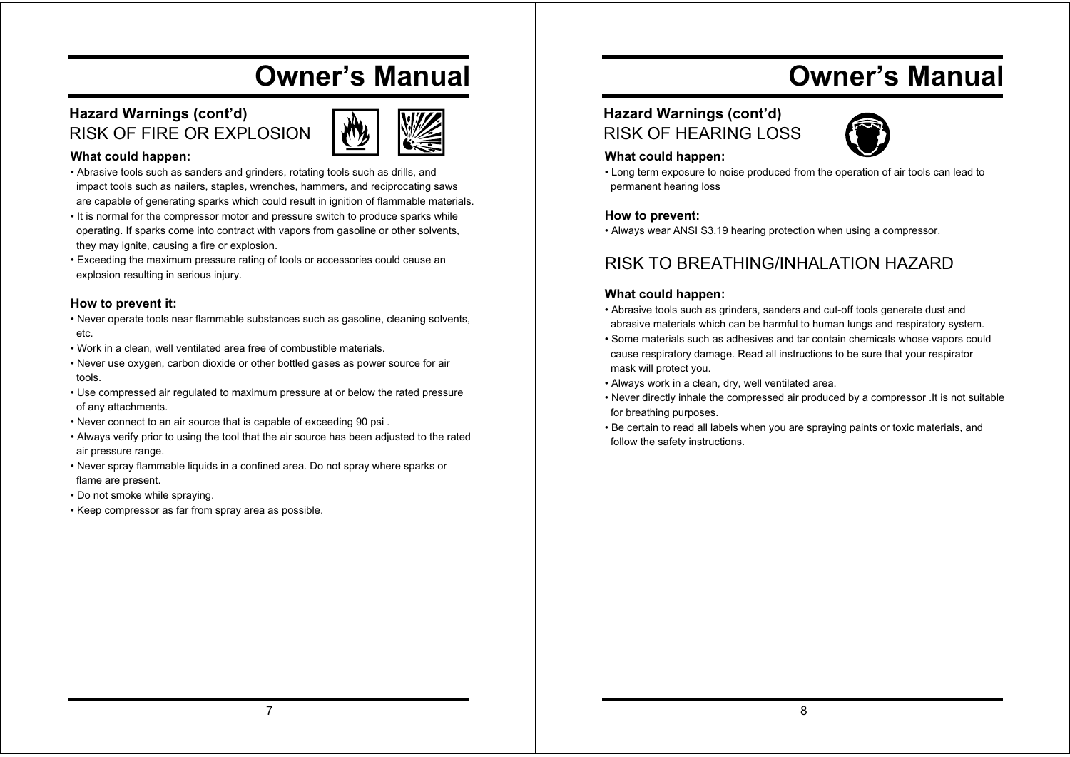## Hazard Warnings (cont'd)

RISK OF FIRE OR EXPLOSION

**What could happen:**

- Abrasive tools such as sanders and grinders, rotating tools such as drills, and impact tools such as nailers, staples, wrenches, hammers, and reciprocating saws are capable of generating sparks which could result in ignition of flammable materials.
- It is normal for the compressor motor and pressure switch to produce sparks while operating. If sparks come into contract with vapors from gasoline or other solvents, they may ignite, causing a fire or explosion.
- Exceeding the maximum pressure rating of tools or accessories could cause an explosion resulting in serious injury.

**How to prevent it:**

- Never operate tools near flammable substances such as gasoline, cleaning solvents, etc.
- Work in a clean, well ventilated area free of combustible materials.
- Never use oxygen, carbon dioxide or other bottled gases as power source for air tools.
- Use compressed air regulated to maximum pressure at or below the rated pressure of any attachments.
- Never connect to an air source that is capable of exceeding 90 psi .
- Always verify prior to using the tool that the air source has been adjusted to the rated air pressure range.
- Never spray flammable liquids in a confined area. Do not spray where sparks or flame are present.
- Do not smoke while spraying.
- Keep compressor as far from spray area as possible.

## Hazard Warnings (cont'd)

RISK OF HEARING LOSS

**What could happen:**

- Long term exposure to noise produced from the operation of air tools can lead to permanent hearing loss

**How to prevent:**

- Always wear ANSI S3.19 hearing protection when using a compressor.

RISK TO BREATHING/INHALATION HAZARD

**What could happen:**

- Abrasive tools such as grinders, sanders and cut-off tools generate dust and abrasive materials which can be harmful to human lungs and respiratory system.
- Some materials such as adhesives and tar contain chemicals whose vapors could cause respiratory damage. Read all instructions to be sure that your respirator mask will protect you.
- Always work in a clean, dry, well ventilated area.
- Never directly inhale the compressed air produced by a compressor .It is not suitable for breathing purposes.
- Be certain to read all labels when you are spraying paints or toxic materials, and follow the safety instructions.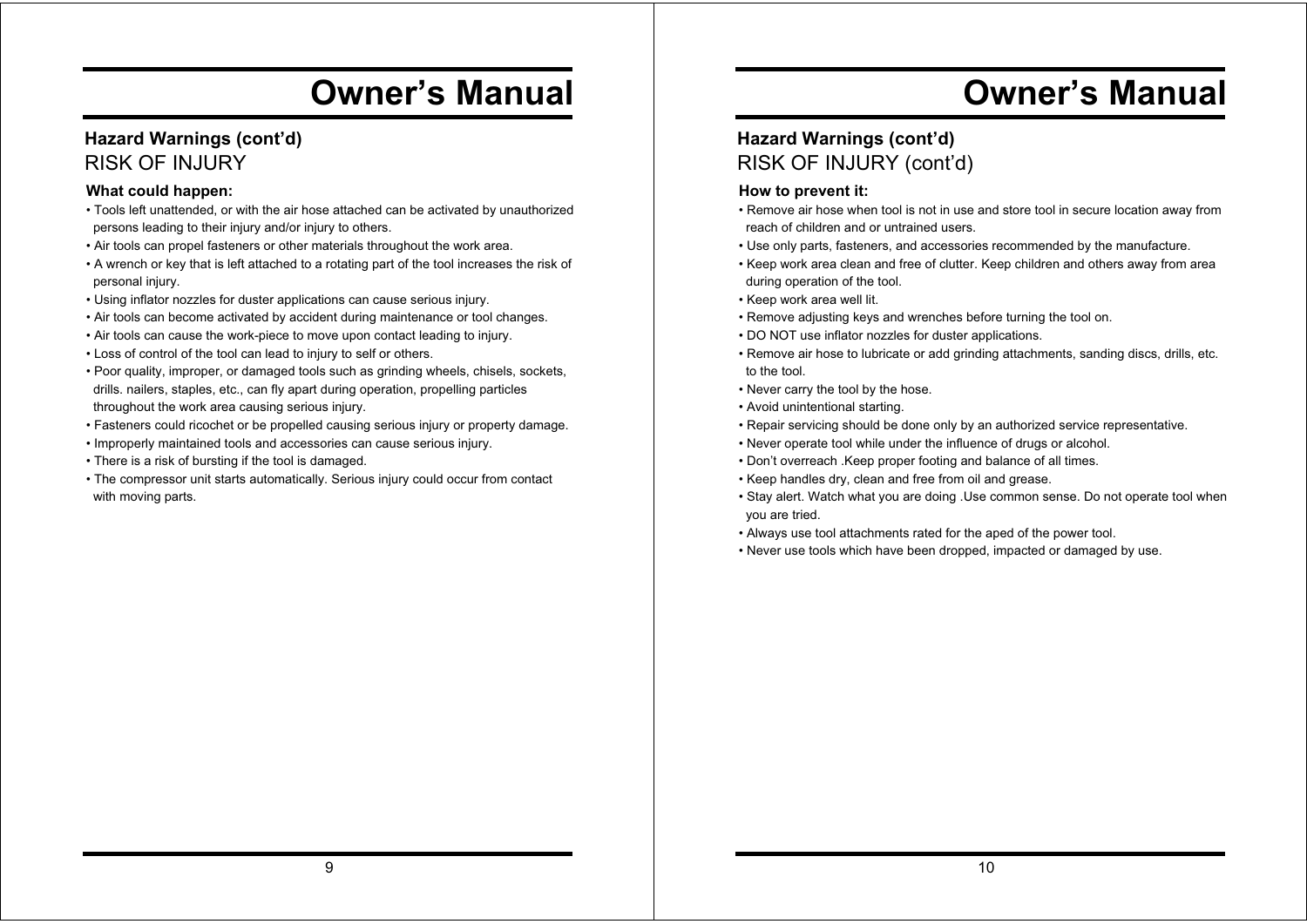## Hazard Warnings (cont'd)

RISK OF INJURY

**What could happen:**

- Tools left unattended, or with the air hose attached can be activated by unauthorized persons leading to their injury and/or injury to others.
- Air tools can propel fasteners or other materials throughout the work area.
- A wrench or key that is left attached to a rotating part of the tool increases the risk of personal injury.
- Using inflator nozzles for duster applications can cause serious injury.
- Air tools can become activated by accident during maintenance or tool changes.
- Air tools can cause the work-piece to move upon contact leading to injury.
- Loss of control of the tool can lead to injury to self or others.
- Poor quality, improper, or damaged tools such as grinding wheels, chisels, sockets, drills. nailers, staples, etc., can fly apart during operation, propelling particles throughout the work area causing serious injury.
- Fasteners could ricochet or be propelled causing serious injury or property damage.
- Improperly maintained tools and accessories can cause serious injury.
- There is a risk of bursting if the tool is damaged.
- The compressor unit starts automatically. Serious injury could occur from contact with moving parts.

## Hazard Warnings (cont'd)

RISK OF INJURY (cont'd)

**How to prevent it:**

- Remove air hose when tool is not in use and store tool in secure location away from reach of children and or untrained users.
- Use only parts, fasteners, and accessories recommended by the manufacture.
- Keep work area clean and free of clutter. Keep children and others away from area during operation of the tool.
- Keep work area well lit.
- Remove adjusting keys and wrenches before turning the tool on.
- DO NOT use inflator nozzles for duster applications.
- Remove air hose to lubricate or add grinding attachments, sanding discs, drills, etc. to the tool.
- Never carry the tool by the hose.
- Avoid unintentional starting.
- Repair servicing should be done only by an authorized service representative.
- Never operate tool while under the influence of drugs or alcohol.
- Don't overreach .Keep proper footing and balance of all times.
- Keep handles dry, clean and free from oil and grease.
- Stay alert. Watch what you are doing .Use common sense. Do not operate tool when you are tried.
- Always use tool attachments rated for the aped of the power tool.
- Never use tools which have been dropped, impacted or damaged by use.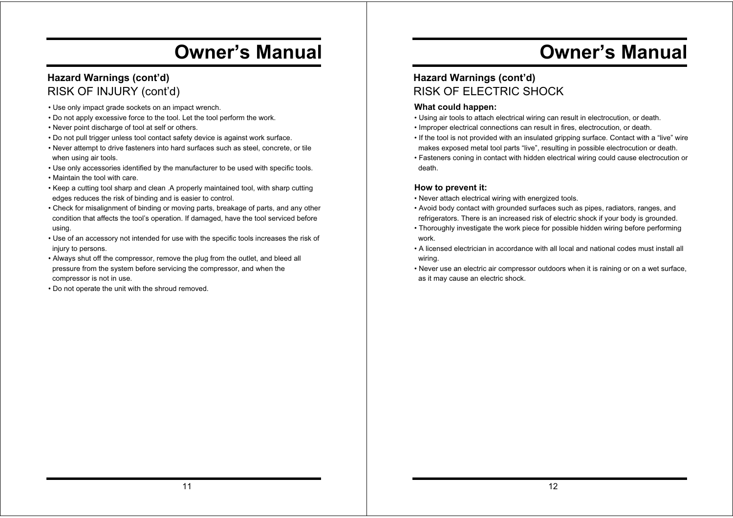# Owner's Manual

## Hazard Warnings (cont'd)

### RISK OF INJURY (cont'd)

- Use only impact grade sockets on an impact wrench.
- Do not apply excessive force to the tool. Let the tool perform the work.
- Never point discharge of tool at self or others.
- Do not pull trigger unless tool contact safety device is against work surface.
- Never attempt to drive fasteners into hard surfaces such as steel, concrete, or tile when using air tools.
- Use only accessories identified by the manufacturer to be used with specific tools.
- Maintain the tool with care.
- Keep a cutting tool sharp and clean .A properly maintained tool, with sharp cutting edges reduces the risk of binding and is easier to control.
- Check for misalignment of binding or moving parts, breakage of parts, and any other condition that affects the tool's operation. If damaged, have the tool serviced before using.
- Use of an accessory not intended for use with the specific tools increases the risk of injury to persons.
- Always shut off the compressor, remove the plug from the outlet, and bleed all pressure from the system before servicing the compressor, and when the compressor is not in use.
- Do not operate the unit with the shroud removed.

# Owner's Manual

## Hazard Warnings (cont'd)

### RISK OF ELECTRIC SHOCK

**What could happen:**

- Using air tools to attach electrical wiring can result in electrocution, or death.
- Improper electrical connections can result in fires, electrocution, or death.
- If the tool is not provided with an insulated gripping surface. Contact with a "live" wire makes exposed metal tool parts "live", resulting in possible electrocution or death.
- Fasteners coning in contact with hidden electrical wiring could cause electrocution or death.

**How to prevent it:**

- Never attach electrical wiring with energized tools.
- Avoid body contact with grounded surfaces such as pipes, radiators, ranges, and refrigerators. There is an increased risk of electric shock if your body is grounded.
- Thoroughly investigate the work piece for possible hidden wiring before performing work.
- A licensed electrician in accordance with all local and national codes must install all wiring.
- Never use an electric air compressor outdoors when it is raining or on a wet surface, as it may cause an electric shock.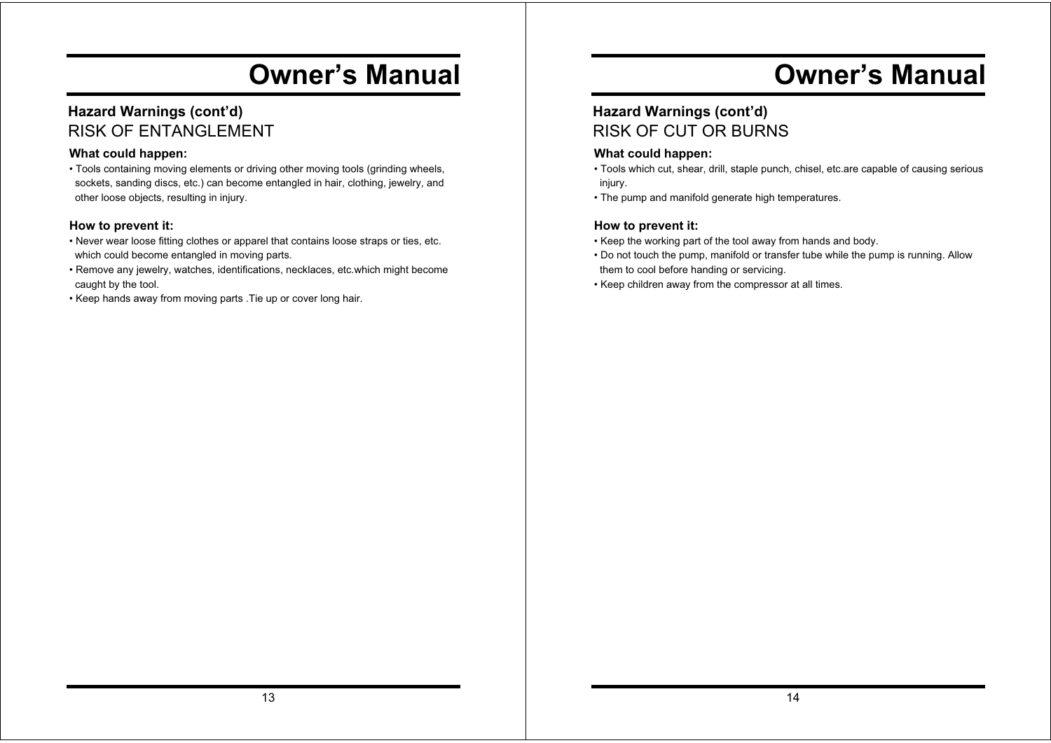# Owner's Manual

## Hazard Warnings (cont'd)
## RISK OF ENTANGLEMENT

**What could happen:**

- Tools containing moving elements or driving other moving tools (grinding wheels, sockets, sanding discs, etc.) can become entangled in hair, clothing, jewelry, and other loose objects, resulting in injury.

**How to prevent it:**

- Never wear loose fitting clothes or apparel that contains loose straps or ties, etc. which could become entangled in moving parts.
- Remove any jewelry, watches, identifications, necklaces, etc.which might become caught by the tool.
- Keep hands away from moving parts .Tie up or cover long hair.

# Owner's Manual

## Hazard Warnings (cont'd)
## RISK OF CUT OR BURNS

**What could happen:**

- Tools which cut, shear, drill, staple punch, chisel, etc.are capable of causing serious injury.
- The pump and manifold generate high temperatures.

**How to prevent it:**

- Keep the working part of the tool away from hands and body.
- Do not touch the pump, manifold or transfer tube while the pump is running. Allow them to cool before handing or servicing.
- Keep children away from the compressor at all times.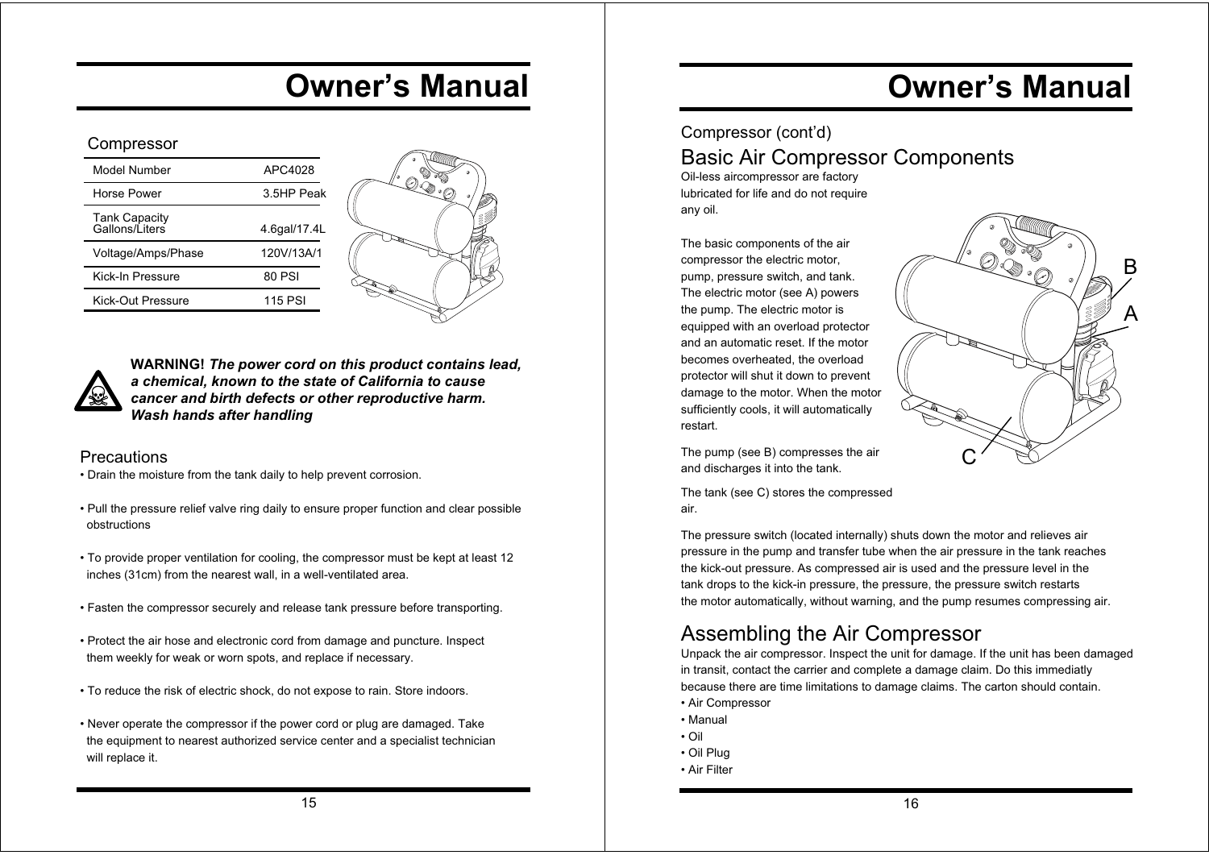# Owner's Manual

## Compressor

| Model Number | APC4028 |
|---|---|
| Horse Power | 3.5HP Peak |
| Tank Capacity Gallons/Liters | 4.6gal/17.4L |
| Voltage/Amps/Phase | 120V/13A/1 |
| Kick-In Pressure | 80 PSI |
| Kick-Out Pressure | 115 PSI |

**WARNING!** ***The power cord on this product contains lead, a chemical, known to the state of California to cause cancer and birth defects or other reproductive harm. Wash hands after handling***

## Precautions

- Drain the moisture from the tank daily to help prevent corrosion.
- Pull the pressure relief valve ring daily to ensure proper function and clear possible obstructions
- To provide proper ventilation for cooling, the compressor must be kept at least 12 inches (31cm) from the nearest wall, in a well-ventilated area.
- Fasten the compressor securely and release tank pressure before transporting.
- Protect the air hose and electronic cord from damage and puncture. Inspect them weekly for weak or worn spots, and replace if necessary.
- To reduce the risk of electric shock, do not expose to rain. Store indoors.
- Never operate the compressor if the power cord or plug are damaged. Take the equipment to nearest authorized service center and a specialist technician will replace it.

# Owner's Manual

## Compressor (cont'd)

## Basic Air Compressor Components

Oil-less aircompressor are factory lubricated for life and do not require any oil.

The basic components of the air compressor the electric motor, pump, pressure switch, and tank. The electric motor (see A) powers the pump. The electric motor is equipped with an overload protector and an automatic reset. If the motor becomes overheated, the overload protector will shut it down to prevent damage to the motor. When the motor sufficiently cools, it will automatically restart.

The pump (see B) compresses the air and discharges it into the tank.

The tank (see C) stores the compressed air.

The pressure switch (located internally) shuts down the motor and relieves air pressure in the pump and transfer tube when the air pressure in the tank reaches the kick-out pressure. As compressed air is used and the pressure level in the tank drops to the kick-in pressure, the pressure, the pressure switch restarts the motor automatically, without warning, and the pump resumes compressing air.

## Assembling the Air Compressor

Unpack the air compressor. Inspect the unit for damage. If the unit has been damaged in transit, contact the carrier and complete a damage claim. Do this immediatly because there are time limitations to damage claims. The carton should contain.

- Air Compressor
- Manual
- Oil
- Oil Plug
- Air Filter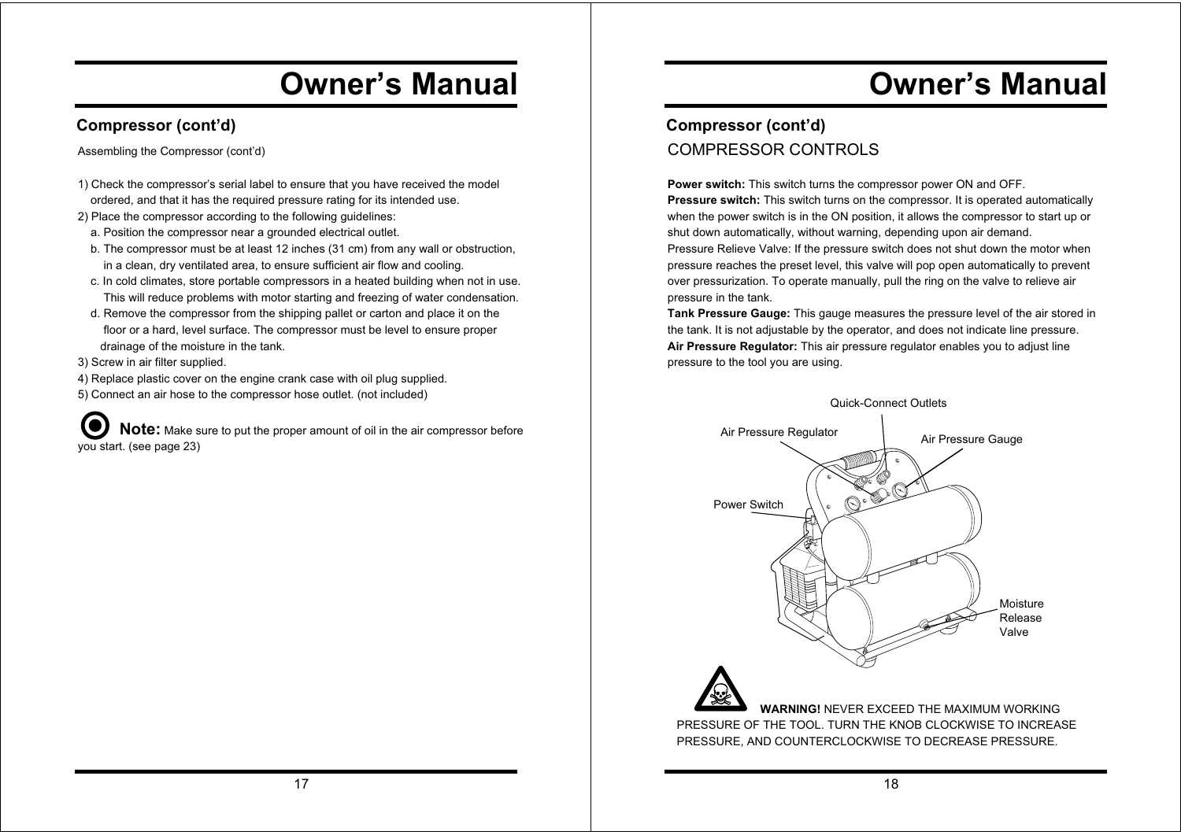# Owner's Manual

## Compressor (cont'd)

Assembling the Compressor (cont'd)

1) Check the compressor's serial label to ensure that you have received the model ordered, and that it has the required pressure rating for its intended use.
2) Place the compressor according to the following guidelines:
   a. Position the compressor near a grounded electrical outlet.
   b. The compressor must be at least 12 inches (31 cm) from any wall or obstruction, in a clean, dry ventilated area, to ensure sufficient air flow and cooling.
   c. In cold climates, store portable compressors in a heated building when not in use. This will reduce problems with motor starting and freezing of water condensation.
   d. Remove the compressor from the shipping pallet or carton and place it on the floor or a hard, level surface. The compressor must be level to ensure proper drainage of the moisture in the tank.
3) Screw in air filter supplied.
4) Replace plastic cover on the engine crank case with oil plug supplied.
5) Connect an air hose to the compressor hose outlet. (not included)

**Note:** Make sure to put the proper amount of oil in the air compressor before you start. (see page 23)

# Owner's Manual

## Compressor (cont'd)

### COMPRESSOR CONTROLS

**Power switch:** This switch turns the compressor power ON and OFF.
**Pressure switch:** This switch turns on the compressor. It is operated automatically when the power switch is in the ON position, it allows the compressor to start up or shut down automatically, without warning, depending upon air demand.
Pressure Relieve Valve: If the pressure switch does not shut down the motor when pressure reaches the preset level, this valve will pop open automatically to prevent over pressurization. To operate manually, pull the ring on the valve to relieve air pressure in the tank.
**Tank Pressure Gauge:** This gauge measures the pressure level of the air stored in the tank. It is not adjustable by the operator, and does not indicate line pressure.
**Air Pressure Regulator:** This air pressure regulator enables you to adjust line pressure to the tool you are using.

Quick-Connect Outlets
Air Pressure Regulator
Air Pressure Gauge
Power Switch
Moisture Release Valve

**WARNING!** NEVER EXCEED THE MAXIMUM WORKING PRESSURE OF THE TOOL. TURN THE KNOB CLOCKWISE TO INCREASE PRESSURE, AND COUNTERCLOCKWISE TO DECREASE PRESSURE.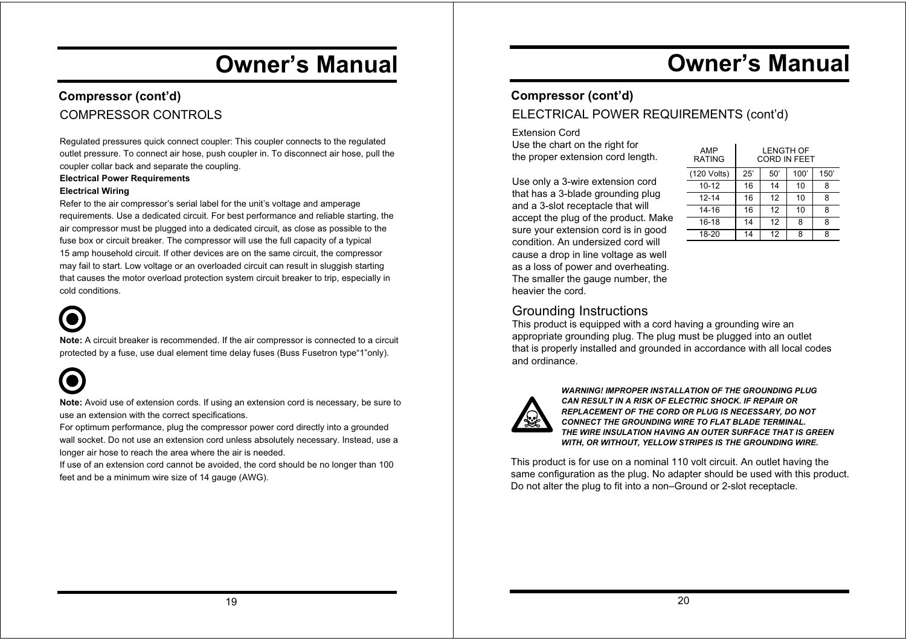# Owner's Manual

## Compressor (cont'd)

### COMPRESSOR CONTROLS

Regulated pressures quick connect coupler: This coupler connects to the regulated outlet pressure. To connect air hose, push coupler in. To disconnect air hose, pull the coupler collar back and separate the coupling.

**Electrical Power Requirements**

**Electrical Wiring**

Refer to the air compressor's serial label for the unit's voltage and amperage requirements. Use a dedicated circuit. For best performance and reliable starting, the air compressor must be plugged into a dedicated circuit, as close as possible to the fuse box or circuit breaker. The compressor will use the full capacity of a typical 15 amp household circuit. If other devices are on the same circuit, the compressor may fail to start. Low voltage or an overloaded circuit can result in sluggish starting that causes the motor overload protection system circuit breaker to trip, especially in cold conditions.

**Note:** A circuit breaker is recommended. If the air compressor is connected to a circuit protected by a fuse, use dual element time delay fuses (Buss Fusetron type"1"only).

**Note:** Avoid use of extension cords. If using an extension cord is necessary, be sure to use an extension with the correct specifications.

For optimum performance, plug the compressor power cord directly into a grounded wall socket. Do not use an extension cord unless absolutely necessary. Instead, use a longer air hose to reach the area where the air is needed.

If use of an extension cord cannot be avoided, the cord should be no longer than 100 feet and be a minimum wire size of 14 gauge (AWG).

# Owner's Manual

## Compressor (cont'd)

### ELECTRICAL POWER REQUIREMENTS (cont'd)

Extension Cord

Use the chart on the right for the proper extension cord length.

| AMP RATING | LENGTH OF CORD IN FEET | | | |
|---|---|---|---|---|
| (120 Volts) | 25' | 50' | 100' | 150' |
| 10-12 | 16 | 14 | 10 | 8 |
| 12-14 | 16 | 12 | 10 | 8 |
| 14-16 | 16 | 12 | 10 | 8 |
| 16-18 | 14 | 12 | 8 | 8 |
| 18-20 | 14 | 12 | 8 | 8 |

Use only a 3-wire extension cord that has a 3-blade grounding plug and a 3-slot receptacle that will accept the plug of the product. Make sure your extension cord is in good condition. An undersized cord will cause a drop in line voltage as well as a loss of power and overheating. The smaller the gauge number, the heavier the cord.

### Grounding Instructions

This product is equipped with a cord having a grounding wire an appropriate grounding plug. The plug must be plugged into an outlet that is properly installed and grounded in accordance with all local codes and ordinance.

***WARNING! IMPROPER INSTALLATION OF THE GROUNDING PLUG CAN RESULT IN A RISK OF ELECTRIC SHOCK. IF REPAIR OR REPLACEMENT OF THE CORD OR PLUG IS NECESSARY, DO NOT CONNECT THE GROUNDING WIRE TO FLAT BLADE TERMINAL. THE WIRE INSULATION HAVING AN OUTER SURFACE THAT IS GREEN WITH, OR WITHOUT, YELLOW STRIPES IS THE GROUNDING WIRE.***

This product is for use on a nominal 110 volt circuit. An outlet having the same configuration as the plug. No adapter should be used with this product. Do not alter the plug to fit into a non–Ground or 2-slot receptacle.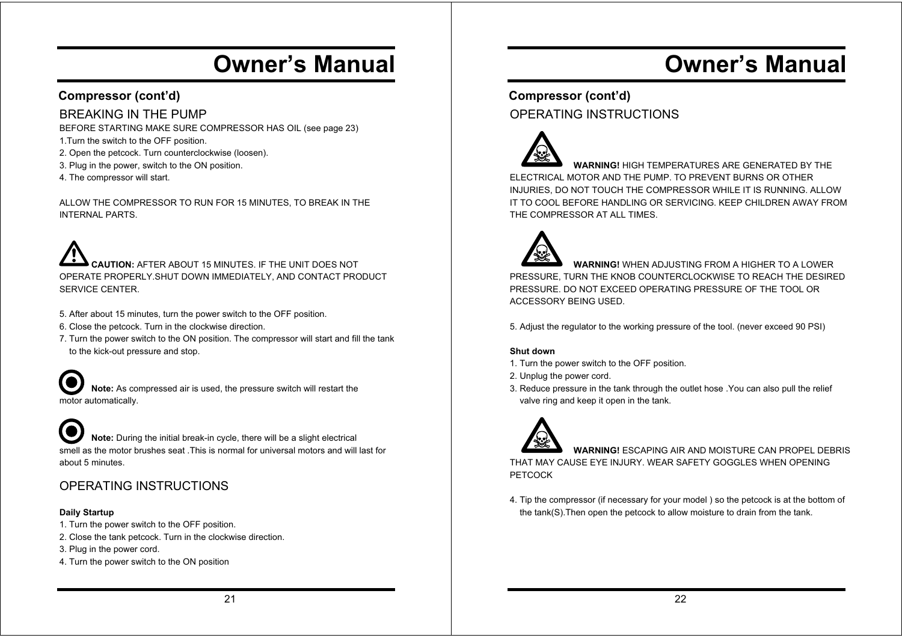# Owner's Manual

## Compressor (cont'd)

### BREAKING IN THE PUMP

BEFORE STARTING MAKE SURE COMPRESSOR HAS OIL (see page 23)

1. Turn the switch to the OFF position.
2. Open the petcock. Turn counterclockwise (loosen).
3. Plug in the power, switch to the ON position.
4. The compressor will start.

ALLOW THE COMPRESSOR TO RUN FOR 15 MINUTES, TO BREAK IN THE INTERNAL PARTS.

**CAUTION:** AFTER ABOUT 15 MINUTES. IF THE UNIT DOES NOT OPERATE PROPERLY.SHUT DOWN IMMEDIATELY, AND CONTACT PRODUCT SERVICE CENTER.

5. After about 15 minutes, turn the power switch to the OFF position.
6. Close the petcock. Turn in the clockwise direction.
7. Turn the power switch to the ON position. The compressor will start and fill the tank to the kick-out pressure and stop.

**Note:** As compressed air is used, the pressure switch will restart the motor automatically.

**Note:** During the initial break-in cycle, there will be a slight electrical smell as the motor brushes seat .This is normal for universal motors and will last for about 5 minutes.

### OPERATING INSTRUCTIONS

**Daily Startup**

1. Turn the power switch to the OFF position.
2. Close the tank petcock. Turn in the clockwise direction.
3. Plug in the power cord.
4. Turn the power switch to the ON position

# Owner's Manual

## Compressor (cont'd)

### OPERATING INSTRUCTIONS

**WARNING!** HIGH TEMPERATURES ARE GENERATED BY THE ELECTRICAL MOTOR AND THE PUMP. TO PREVENT BURNS OR OTHER INJURIES, DO NOT TOUCH THE COMPRESSOR WHILE IT IS RUNNING. ALLOW IT TO COOL BEFORE HANDLING OR SERVICING. KEEP CHILDREN AWAY FROM THE COMPRESSOR AT ALL TIMES.

**WARNING!** WHEN ADJUSTING FROM A HIGHER TO A LOWER PRESSURE, TURN THE KNOB COUNTERCLOCKWISE TO REACH THE DESIRED PRESSURE. DO NOT EXCEED OPERATING PRESSURE OF THE TOOL OR ACCESSORY BEING USED.

5. Adjust the regulator to the working pressure of the tool. (never exceed 90 PSI)

**Shut down**

1. Turn the power switch to the OFF position.
2. Unplug the power cord.
3. Reduce pressure in the tank through the outlet hose .You can also pull the relief valve ring and keep it open in the tank.

**WARNING!** ESCAPING AIR AND MOISTURE CAN PROPEL DEBRIS THAT MAY CAUSE EYE INJURY. WEAR SAFETY GOGGLES WHEN OPENING PETCOCK

4. Tip the compressor (if necessary for your model ) so the petcock is at the bottom of the tank(S).Then open the petcock to allow moisture to drain from the tank.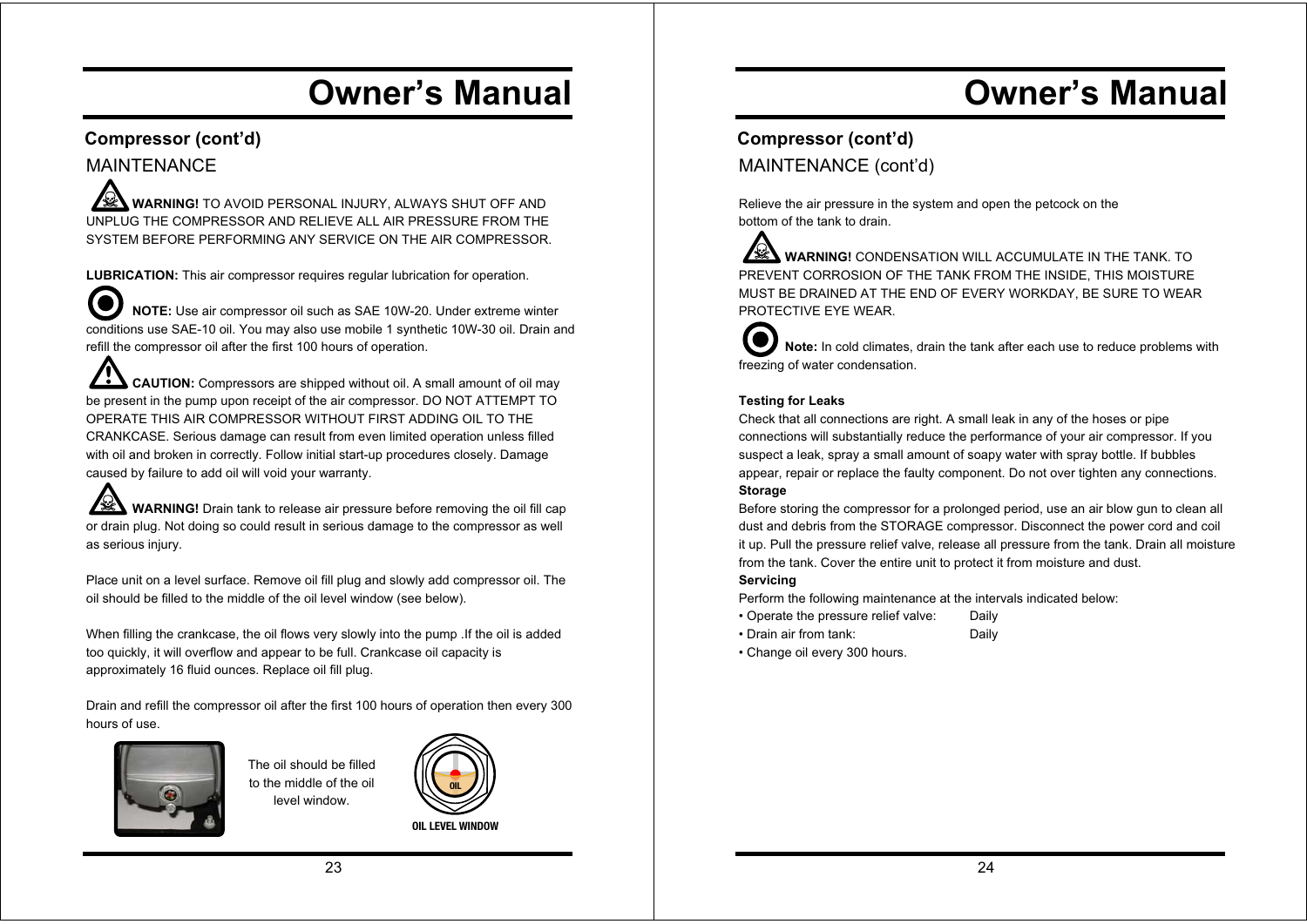## Compressor (cont'd)

### MAINTENANCE

**WARNING!** TO AVOID PERSONAL INJURY, ALWAYS SHUT OFF AND UNPLUG THE COMPRESSOR AND RELIEVE ALL AIR PRESSURE FROM THE SYSTEM BEFORE PERFORMING ANY SERVICE ON THE AIR COMPRESSOR.

**LUBRICATION:** This air compressor requires regular lubrication for operation.

**NOTE:** Use air compressor oil such as SAE 10W-20. Under extreme winter conditions use SAE-10 oil. You may also use mobile 1 synthetic 10W-30 oil. Drain and refill the compressor oil after the first 100 hours of operation.

**CAUTION:** Compressors are shipped without oil. A small amount of oil may be present in the pump upon receipt of the air compressor. DO NOT ATTEMPT TO OPERATE THIS AIR COMPRESSOR WITHOUT FIRST ADDING OIL TO THE CRANKCASE. Serious damage can result from even limited operation unless filled with oil and broken in correctly. Follow initial start-up procedures closely. Damage caused by failure to add oil will void your warranty.

**WARNING!** Drain tank to release air pressure before removing the oil fill cap or drain plug. Not doing so could result in serious damage to the compressor as well as serious injury.

Place unit on a level surface. Remove oil fill plug and slowly add compressor oil. The oil should be filled to the middle of the oil level window (see below).

When filling the crankcase, the oil flows very slowly into the pump .If the oil is added too quickly, it will overflow and appear to be full. Crankcase oil capacity is approximately 16 fluid ounces. Replace oil fill plug.

Drain and refill the compressor oil after the first 100 hours of operation then every 300 hours of use.

The oil should be filled to the middle of the oil level window.

OIL

OIL LEVEL WINDOW

## Compressor (cont'd)

### MAINTENANCE (cont'd)

Relieve the air pressure in the system and open the petcock on the bottom of the tank to drain.

**WARNING!** CONDENSATION WILL ACCUMULATE IN THE TANK. TO PREVENT CORROSION OF THE TANK FROM THE INSIDE, THIS MOISTURE MUST BE DRAINED AT THE END OF EVERY WORKDAY, BE SURE TO WEAR PROTECTIVE EYE WEAR.

**Note:** In cold climates, drain the tank after each use to reduce problems with freezing of water condensation.

**Testing for Leaks**

Check that all connections are right. A small leak in any of the hoses or pipe connections will substantially reduce the performance of your air compressor. If you suspect a leak, spray a small amount of soapy water with spray bottle. If bubbles appear, repair or replace the faulty component. Do not over tighten any connections.

**Storage**

Before storing the compressor for a prolonged period, use an air blow gun to clean all dust and debris from the STORAGE compressor. Disconnect the power cord and coil it up. Pull the pressure relief valve, release all pressure from the tank. Drain all moisture from the tank. Cover the entire unit to protect it from moisture and dust.

**Servicing**

Perform the following maintenance at the intervals indicated below:

- Operate the pressure relief valve: Daily
- Drain air from tank: Daily
- Change oil every 300 hours.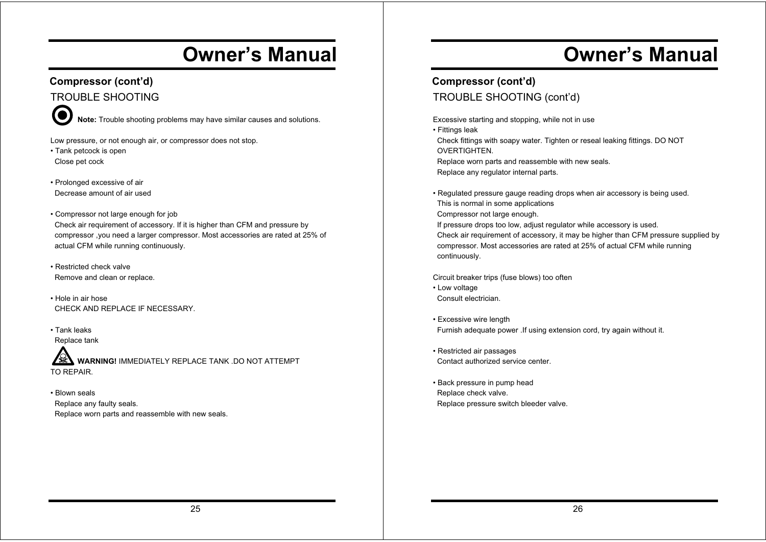## Compressor (cont'd)

### TROUBLE SHOOTING

**Note:** Trouble shooting problems may have similar causes and solutions.

Low pressure, or not enough air, or compressor does not stop.

- Tank petcock is open
  Close pet cock

- Prolonged excessive of air
  Decrease amount of air used

- Compressor not large enough for job
  Check air requirement of accessory. If it is higher than CFM and pressure by compressor ,you need a larger compressor. Most accessories are rated at 25% of actual CFM while running continuously.

- Restricted check valve
  Remove and clean or replace.

- Hole in air hose
  CHECK AND REPLACE IF NECESSARY.

- Tank leaks
  Replace tank

**WARNING!** IMMEDIATELY REPLACE TANK .DO NOT ATTEMPT TO REPAIR.

- Blown seals
  Replace any faulty seals.
  Replace worn parts and reassemble with new seals.

## Compressor (cont'd)

### TROUBLE SHOOTING (cont'd)

Excessive starting and stopping, while not in use

- Fittings leak
  Check fittings with soapy water. Tighten or reseal leaking fittings. DO NOT OVERTIGHTEN.
  Replace worn parts and reassemble with new seals.
  Replace any regulator internal parts.

- Regulated pressure gauge reading drops when air accessory is being used.
  This is normal in some applications
  Compressor not large enough.
  If pressure drops too low, adjust regulator while accessory is used.
  Check air requirement of accessory, it may be higher than CFM pressure supplied by compressor. Most accessories are rated at 25% of actual CFM while running continuously.

Circuit breaker trips (fuse blows) too often

- Low voltage
  Consult electrician.

- Excessive wire length
  Furnish adequate power .If using extension cord, try again without it.

- Restricted air passages
  Contact authorized service center.

- Back pressure in pump head
  Replace check valve.
  Replace pressure switch bleeder valve.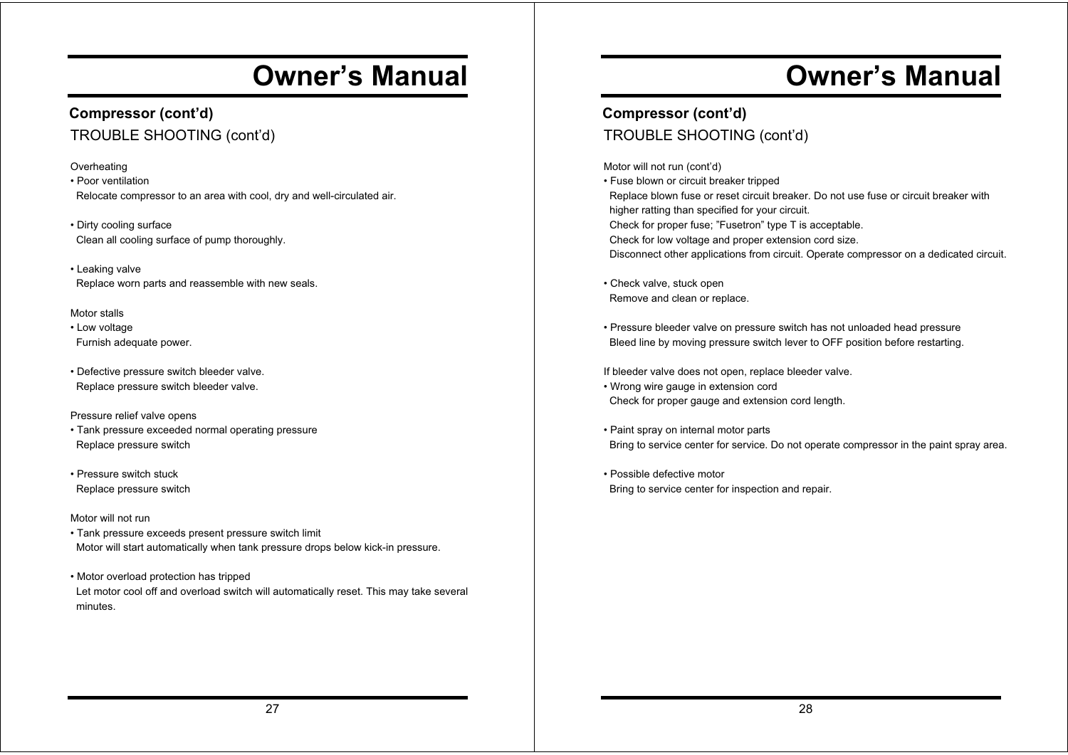# Owner's Manual

## Compressor (cont'd)

### TROUBLE SHOOTING (cont'd)

Overheating

- Poor ventilation
  Relocate compressor to an area with cool, dry and well-circulated air.

- Dirty cooling surface
  Clean all cooling surface of pump thoroughly.

- Leaking valve
  Replace worn parts and reassemble with new seals.

Motor stalls

- Low voltage
  Furnish adequate power.

- Defective pressure switch bleeder valve.
  Replace pressure switch bleeder valve.

Pressure relief valve opens

- Tank pressure exceeded normal operating pressure
  Replace pressure switch

- Pressure switch stuck
  Replace pressure switch

Motor will not run

- Tank pressure exceeds present pressure switch limit
  Motor will start automatically when tank pressure drops below kick-in pressure.

- Motor overload protection has tripped
  Let motor cool off and overload switch will automatically reset. This may take several minutes.

# Owner's Manual

## Compressor (cont'd)

### TROUBLE SHOOTING (cont'd)

Motor will not run (cont'd)

- Fuse blown or circuit breaker tripped
  Replace blown fuse or reset circuit breaker. Do not use fuse or circuit breaker with higher ratting than specified for your circuit.
  Check for proper fuse; "Fusetron" type T is acceptable.
  Check for low voltage and proper extension cord size.
  Disconnect other applications from circuit. Operate compressor on a dedicated circuit.

- Check valve, stuck open
  Remove and clean or replace.

- Pressure bleeder valve on pressure switch has not unloaded head pressure
  Bleed line by moving pressure switch lever to OFF position before restarting.

If bleeder valve does not open, replace bleeder valve.

- Wrong wire gauge in extension cord
  Check for proper gauge and extension cord length.

- Paint spray on internal motor parts
  Bring to service center for service. Do not operate compressor in the paint spray area.

- Possible defective motor
  Bring to service center for inspection and repair.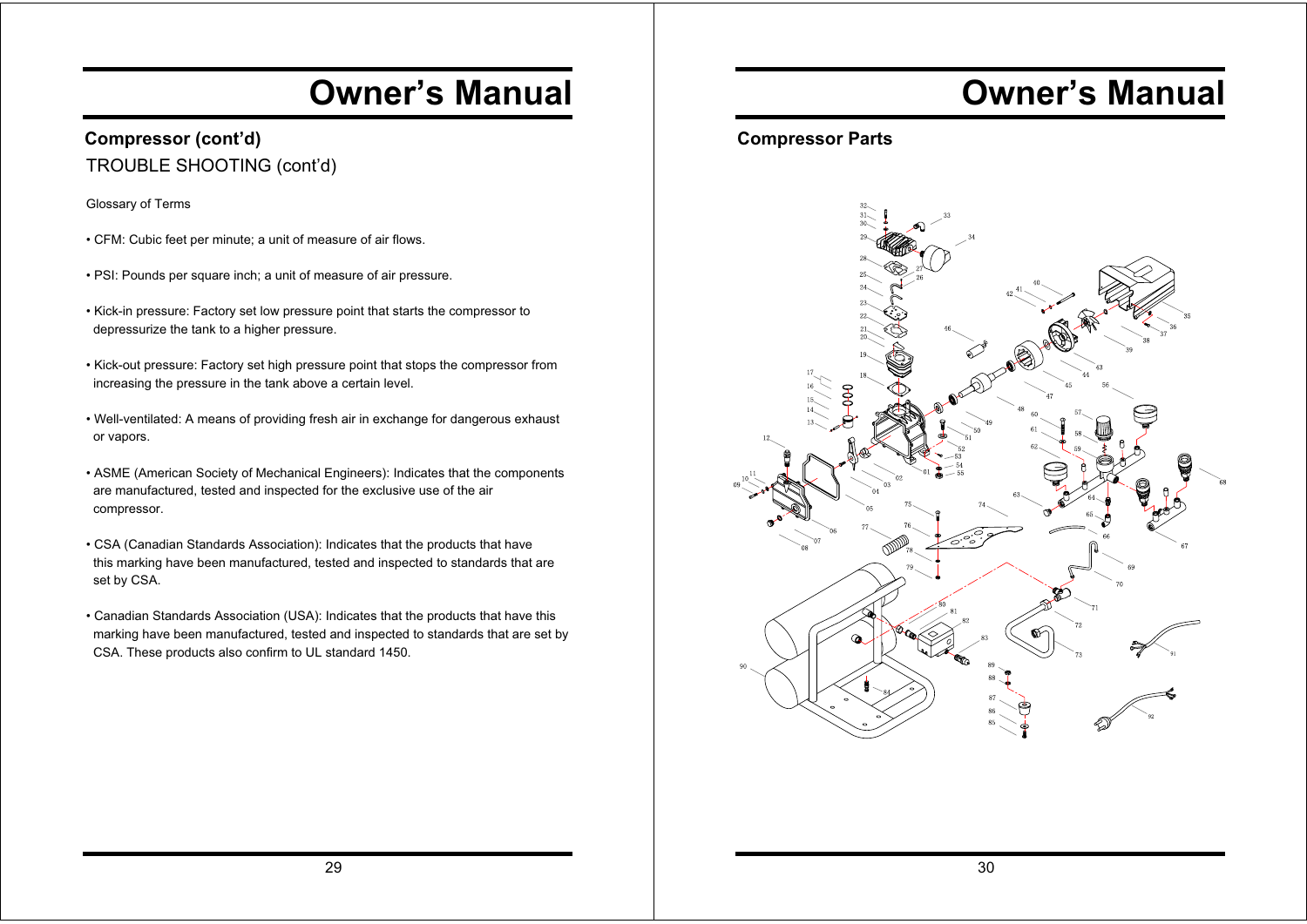# Owner's Manual

### Compressor (cont'd)

TROUBLE SHOOTING (cont'd)

Glossary of Terms

- CFM: Cubic feet per minute; a unit of measure of air flows.
- PSI: Pounds per square inch; a unit of measure of air pressure.
- Kick-in pressure: Factory set low pressure point that starts the compressor to depressurize the tank to a higher pressure.
- Kick-out pressure: Factory set high pressure point that stops the compressor from increasing the pressure in the tank above a certain level.
- Well-ventilated: A means of providing fresh air in exchange for dangerous exhaust or vapors.
- ASME (American Society of Mechanical Engineers): Indicates that the components are manufactured, tested and inspected for the exclusive use of the air compressor.
- CSA (Canadian Standards Association): Indicates that the products that have this marking have been manufactured, tested and inspected to standards that are set by CSA.
- Canadian Standards Association (USA): Indicates that the products that have this marking have been manufactured, tested and inspected to standards that are set by CSA. These products also confirm to UL standard 1450.

# Owner's Manual

### Compressor Parts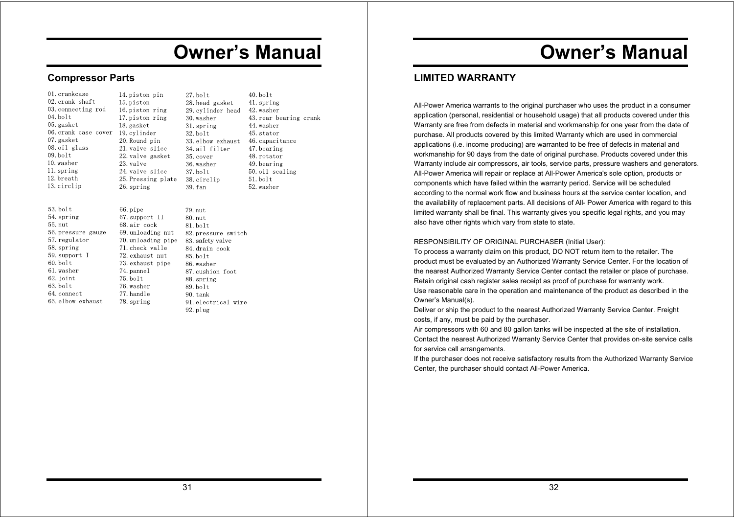## Compressor Parts

01. crankcase
02. crank shaft
03. connecting rod
04. bolt
05. gasket
06. crank case cover
07. gasket
08. oil glass
09. bolt
10. washer
11. spring
12. breath
13. circlip
14. piston pin
15. piston
16. piston ring
17. piston ring
18. gasket
19. cylinder
20. Round pin
21. valve slice
22. valve gasket
23. valve
24. valve slice
25. Pressing plate
26. spring
27. bolt
28. head gasket
29. cylinder head
30. washer
31. spring
32. bolt
33. elbow exhaust
34. ail filter
35. cover
36. washer
37. bolt
38. circlip
39. fan
40. bolt
41. spring
42. washer
43. rear bearing crank
44. washer
45. stator
46. capacitance
47. bearing
48. rotator
49. bearing
50. oil sealing
51. bolt
52. washer

53. bolt
54. spring
55. nut
56. pressure gauge
57. regulator
58. spring
59. support I
60. bolt
61. washer
62. joint
63. bolt
64. connect
65. elbow exhaust
66. pipe
67. support II
68. air cock
69. unloading nut
70. unloading pipe
71. check valle
72. exhaust nut
73. exhaust pipe
74. pannel
75. bolt
76. washer
77. handle
78. spring
79. nut
80. nut
81. bolt
82. pressure switch
83. safety valve
84. drain cook
85. bolt
86. washer
87. cushion foot
88. spring
89. bolt
90. tank
91. electrical wire
92. plug

## LIMITED WARRANTY

All-Power America warrants to the original purchaser who uses the product in a consumer application (personal, residential or household usage) that all products covered under this Warranty are free from defects in material and workmanship for one year from the date of purchase. All products covered by this limited Warranty which are used in commercial applications (i.e. income producing) are warranted to be free of defects in material and workmanship for 90 days from the date of original purchase. Products covered under this Warranty include air compressors, air tools, service parts, pressure washers and generators. All-Power America will repair or replace at All-Power America's sole option, products or components which have failed within the warranty period. Service will be scheduled according to the normal work flow and business hours at the service center location, and the availability of replacement parts. All decisions of All- Power America with regard to this limited warranty shall be final. This warranty gives you specific legal rights, and you may also have other rights which vary from state to state.

RESPONSIBILITY OF ORIGINAL PURCHASER (Initial User):

To process a warranty claim on this product, DO NOT return item to the retailer. The product must be evaluated by an Authorized Warranty Service Center. For the location of the nearest Authorized Warranty Service Center contact the retailer or place of purchase.

Retain original cash register sales receipt as proof of purchase for warranty work.

Use reasonable care in the operation and maintenance of the product as described in the Owner's Manual(s).

Deliver or ship the product to the nearest Authorized Warranty Service Center. Freight costs, if any, must be paid by the purchaser.

Air compressors with 60 and 80 gallon tanks will be inspected at the site of installation. Contact the nearest Authorized Warranty Service Center that provides on-site service calls for service call arrangements.

If the purchaser does not receive satisfactory results from the Authorized Warranty Service Center, the purchaser should contact All-Power America.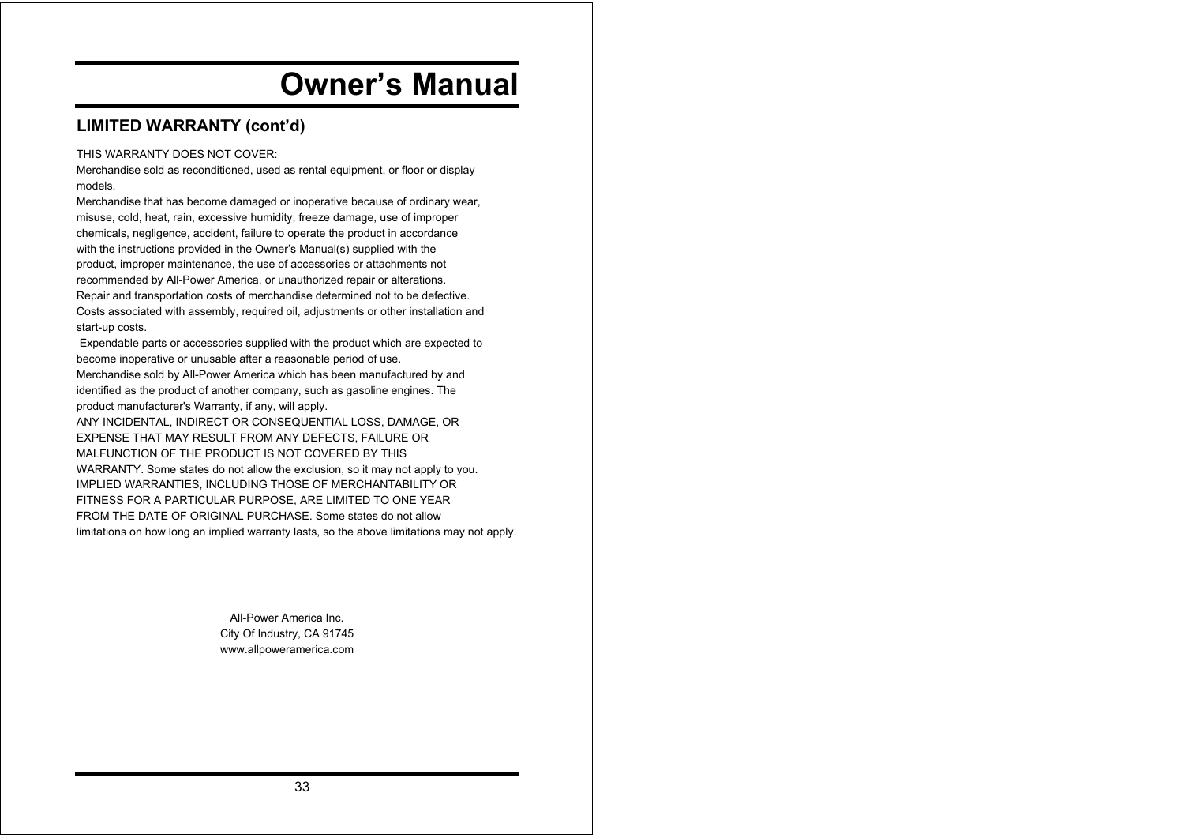# Owner's Manual

## LIMITED WARRANTY (cont'd)

THIS WARRANTY DOES NOT COVER:

Merchandise sold as reconditioned, used as rental equipment, or floor or display models.

Merchandise that has become damaged or inoperative because of ordinary wear, misuse, cold, heat, rain, excessive humidity, freeze damage, use of improper chemicals, negligence, accident, failure to operate the product in accordance with the instructions provided in the Owner's Manual(s) supplied with the product, improper maintenance, the use of accessories or attachments not recommended by All-Power America, or unauthorized repair or alterations.

Repair and transportation costs of merchandise determined not to be defective.

Costs associated with assembly, required oil, adjustments or other installation and start-up costs.

Expendable parts or accessories supplied with the product which are expected to become inoperative or unusable after a reasonable period of use.

Merchandise sold by All-Power America which has been manufactured by and identified as the product of another company, such as gasoline engines. The product manufacturer's Warranty, if any, will apply.

ANY INCIDENTAL, INDIRECT OR CONSEQUENTIAL LOSS, DAMAGE, OR EXPENSE THAT MAY RESULT FROM ANY DEFECTS, FAILURE OR MALFUNCTION OF THE PRODUCT IS NOT COVERED BY THIS WARRANTY. Some states do not allow the exclusion, so it may not apply to you.

IMPLIED WARRANTIES, INCLUDING THOSE OF MERCHANTABILITY OR FITNESS FOR A PARTICULAR PURPOSE, ARE LIMITED TO ONE YEAR FROM THE DATE OF ORIGINAL PURCHASE. Some states do not allow limitations on how long an implied warranty lasts, so the above limitations may not apply.

All-Power America Inc.
City Of Industry, CA 91745
www.allpoweramerica.com